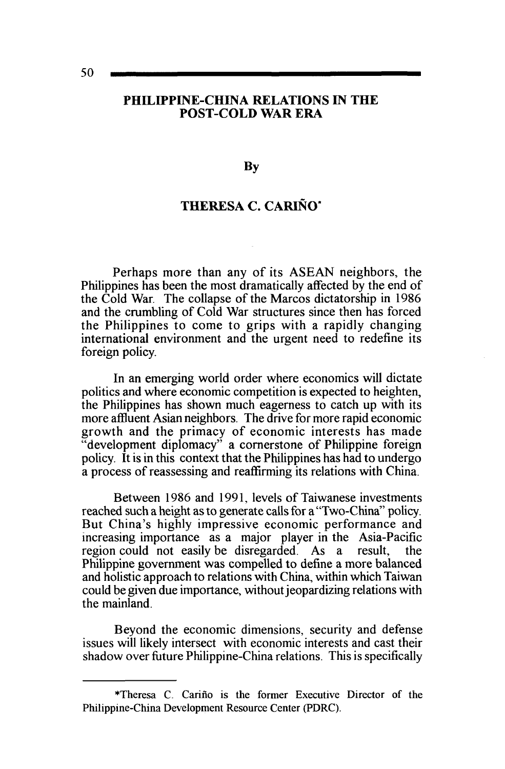# PHILIPPINE-CHINA RELATIONS IN THE POST-COLD WAR ERA

By

**THERESA C. CARIÑO***

Perhaps more than any of its ASEAN neighbors, the Philippines has been the most dramatically affected by the end of the Cold War. The collapse of the Marcos dictatorship in 1986 and the crumbling of Cold War structures since then has forced the Philippines to come to grips with a rapidly changing international environment and the urgent need to redefine its foreign policy.

In an emerging world order where economics will dictate politics and where economic competition is expected to heighten, the Philippines has shown much eagerness to catch up with its more affluent Asian neighbors. The drive for more rapid economic growth and the primacy of economic interests has made "development diplomacy" a cornerstone of Philippine foreign policy. It is in this context that the Philippines has had to undergo a process of reassessing and reaffirming its relations with China.

Between 1986 and 1991, levels of Taiwanese investments reached such a height as to generate calls for a "Two-China" policy. But China's highly impressive economic performance and increasing importance as a major player in the Asia-Pacific region could not easily be disregarded. As a result, the Philippine government was compelled to define a more balanced and holistic approach to relations with China, within which Taiwan could be given due importance, without jeopardizing relations with the mainland.

Beyond the economic dimensions, security and defense issues will likely intersect with economic interests and cast their shadow over future Philippine-China relations. This is specifically

---

*Theresa C. Cariño is the former Executive Director of the Philippine-China Development Resource Center (PDRC).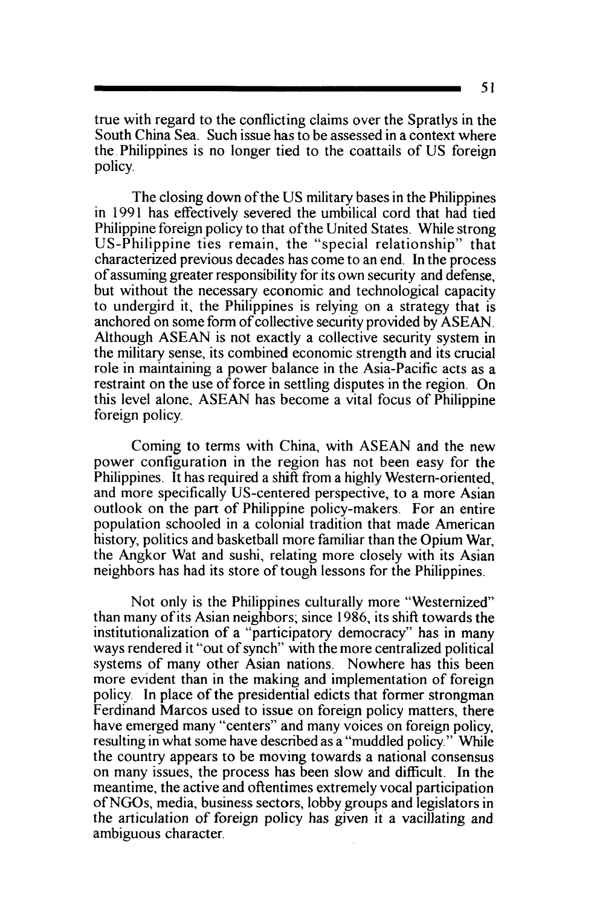true with regard to the conflicting claims over the Spratlys in the South China Sea. Such issue has to be assessed in a context where the Philippines is no longer tied to the coattails of US foreign policy.

The closing down of the US military bases in the Philippines in 1991 has effectively severed the umbilical cord that had tied Philippine foreign policy to that of the United States. While strong US-Philippine ties remain, the "special relationship" that characterized previous decades has come to an end. In the process of assuming greater responsibility for its own security and defense, but without the necessary economic and technological capacity to undergird it, the Philippines is relying on a strategy that is anchored on some form of collective security provided by ASEAN. Although ASEAN is not exactly a collective security system in the military sense, its combined economic strength and its crucial role in maintaining a power balance in the Asia-Pacific acts as a restraint on the use of force in settling disputes in the region. On this level alone, ASEAN has become a vital focus of Philippine foreign policy.

Coming to terms with China, with ASEAN and the new power configuration in the region has not been easy for the Philippines. It has required a shift from a highly Western-oriented, and more specifically US-centered perspective, to a more Asian outlook on the part of Philippine policy-makers. For an entire population schooled in a colonial tradition that made American history, politics and basketball more familiar than the Opium War, the Angkor Wat and sushi, relating more closely with its Asian neighbors has had its store of tough lessons for the Philippines.

Not only is the Philippines culturally more "Westernized" than many of its Asian neighbors; since 1986, its shift towards the institutionalization of a "participatory democracy" has in many ways rendered it "out of synch" with the more centralized political systems of many other Asian nations. Nowhere has this been more evident than in the making and implementation of foreign policy. In place of the presidential edicts that former strongman Ferdinand Marcos used to issue on foreign policy matters, there have emerged many "centers" and many voices on foreign policy, resulting in what some have described as a "muddled policy." While the country appears to be moving towards a national consensus on many issues, the process has been slow and difficult. In the meantime, the active and oftentimes extremely vocal participation of NGOs, media, business sectors, lobby groups and legislators in the articulation of foreign policy has given it a vacillating and ambiguous character.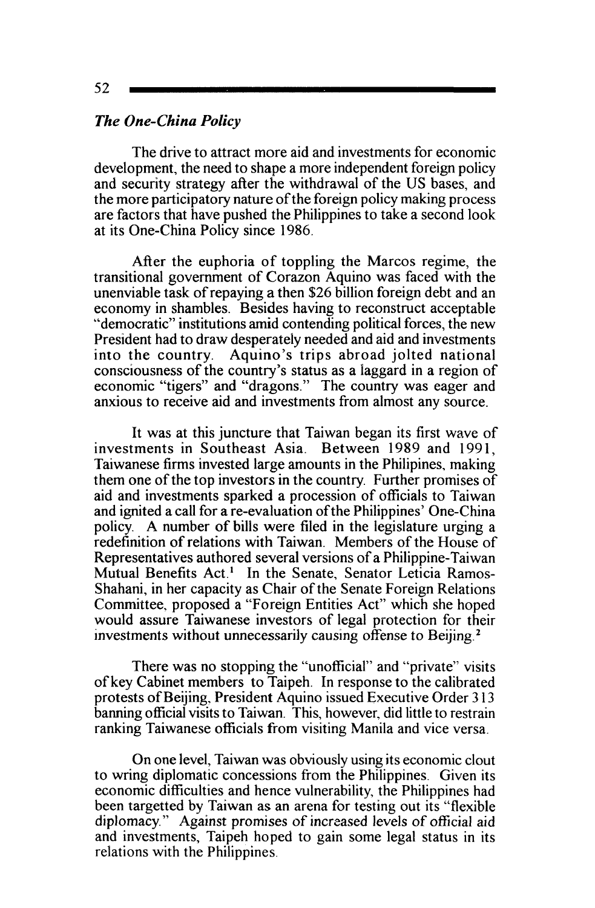### *The One-China Policy*

The drive to attract more aid and investments for economic development, the need to shape a more independent foreign policy and security strategy after the withdrawal of the US bases, and the more participatory nature of the foreign policy making process are factors that have pushed the Philippines to take a second look at its One-China Policy since 1986.

After the euphoria of toppling the Marcos regime, the transitional government of Corazon Aquino was faced with the unenviable task of repaying a then $26 billion foreign debt and an economy in shambles. Besides having to reconstruct acceptable "democratic" institutions amid contending political forces, the new President had to draw desperately needed and aid and investments into the country. Aquino's trips abroad jolted national consciousness of the country's status as a laggard in a region of economic "tigers" and "dragons." The country was eager and anxious to receive aid and investments from almost any source.

It was at this juncture that Taiwan began its first wave of investments in Southeast Asia. Between 1989 and 1991, Taiwanese firms invested large amounts in the Philipines, making them one of the top investors in the country. Further promises of aid and investments sparked a procession of officials to Taiwan and ignited a call for a re-evaluation of the Philippines' One-China policy. A number of bills were filed in the legislature urging a redefinition of relations with Taiwan. Members of the House of Representatives authored several versions of a Philippine-Taiwan Mutual Benefits Act.[1] In the Senate, Senator Leticia Ramos-Shahani, in her capacity as Chair of the Senate Foreign Relations Committee, proposed a "Foreign Entities Act" which she hoped would assure Taiwanese investors of legal protection for their investments without unnecessarily causing offense to Beijing.[2]

There was no stopping the "unofficial" and "private" visits of key Cabinet members to Taipeh. In response to the calibrated protests of Beijing, President Aquino issued Executive Order 313 banning official visits to Taiwan. This, however, did little to restrain ranking Taiwanese officials from visiting Manila and vice versa.

On one level, Taiwan was obviously using its economic clout to wring diplomatic concessions from the Philippines. Given its economic difficulties and hence vulnerability, the Philippines had been targetted by Taiwan as an arena for testing out its "flexible diplomacy." Against promises of increased levels of official aid and investments, Taipeh hoped to gain some legal status in its relations with the Philippines.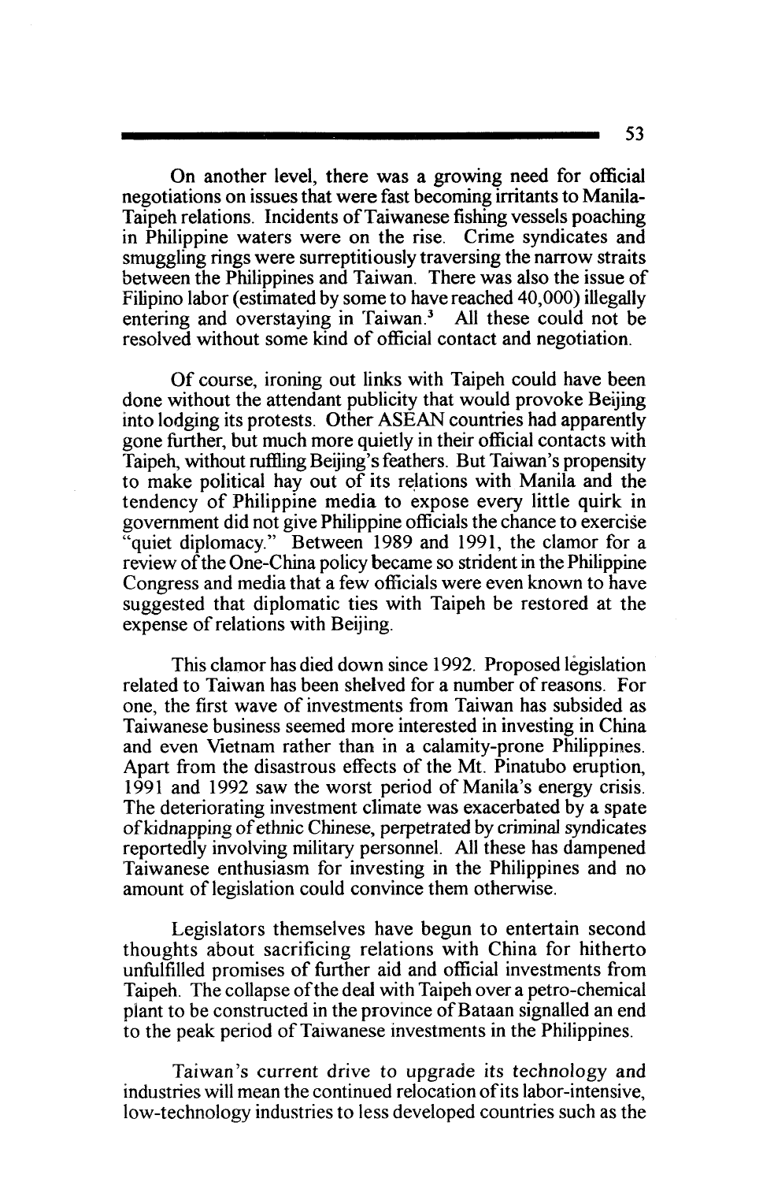On another level, there was a growing need for official negotiations on issues that were fast becoming irritants to Manila-Taipeh relations. Incidents of Taiwanese fishing vessels poaching in Philippine waters were on the rise. Crime syndicates and smuggling rings were surreptitiously traversing the narrow straits between the Philippines and Taiwan. There was also the issue of Filipino labor (estimated by some to have reached 40,000) illegally entering and overstaying in Taiwan.[3] All these could not be resolved without some kind of official contact and negotiation.

Of course, ironing out links with Taipeh could have been done without the attendant publicity that would provoke Beijing into lodging its protests. Other ASEAN countries had apparently gone further, but much more quietly in their official contacts with Taipeh, without ruffling Beijing's feathers. But Taiwan's propensity to make political hay out of its relations with Manila and the tendency of Philippine media to expose every little quirk in government did not give Philippine officials the chance to exercise "quiet diplomacy." Between 1989 and 1991, the clamor for a review of the One-China policy became so strident in the Philippine Congress and media that a few officials were even known to have suggested that diplomatic ties with Taipeh be restored at the expense of relations with Beijing.

This clamor has died down since 1992. Proposed legislation related to Taiwan has been shelved for a number of reasons. For one, the first wave of investments from Taiwan has subsided as Taiwanese business seemed more interested in investing in China and even Vietnam rather than in a calamity-prone Philippines. Apart from the disastrous effects of the Mt. Pinatubo eruption, 1991 and 1992 saw the worst period of Manila's energy crisis. The deteriorating investment climate was exacerbated by a spate of kidnapping of ethnic Chinese, perpetrated by criminal syndicates reportedly involving military personnel. All these has dampened Taiwanese enthusiasm for investing in the Philippines and no amount of legislation could convince them otherwise.

Legislators themselves have begun to entertain second thoughts about sacrificing relations with China for hitherto unfulfilled promises of further aid and official investments from Taipeh. The collapse of the deal with Taipeh over a petro-chemical plant to be constructed in the province of Bataan signalled an end to the peak period of Taiwanese investments in the Philippines.

Taiwan's current drive to upgrade its technology and industries will mean the continued relocation of its labor-intensive, low-technology industries to less developed countries such as the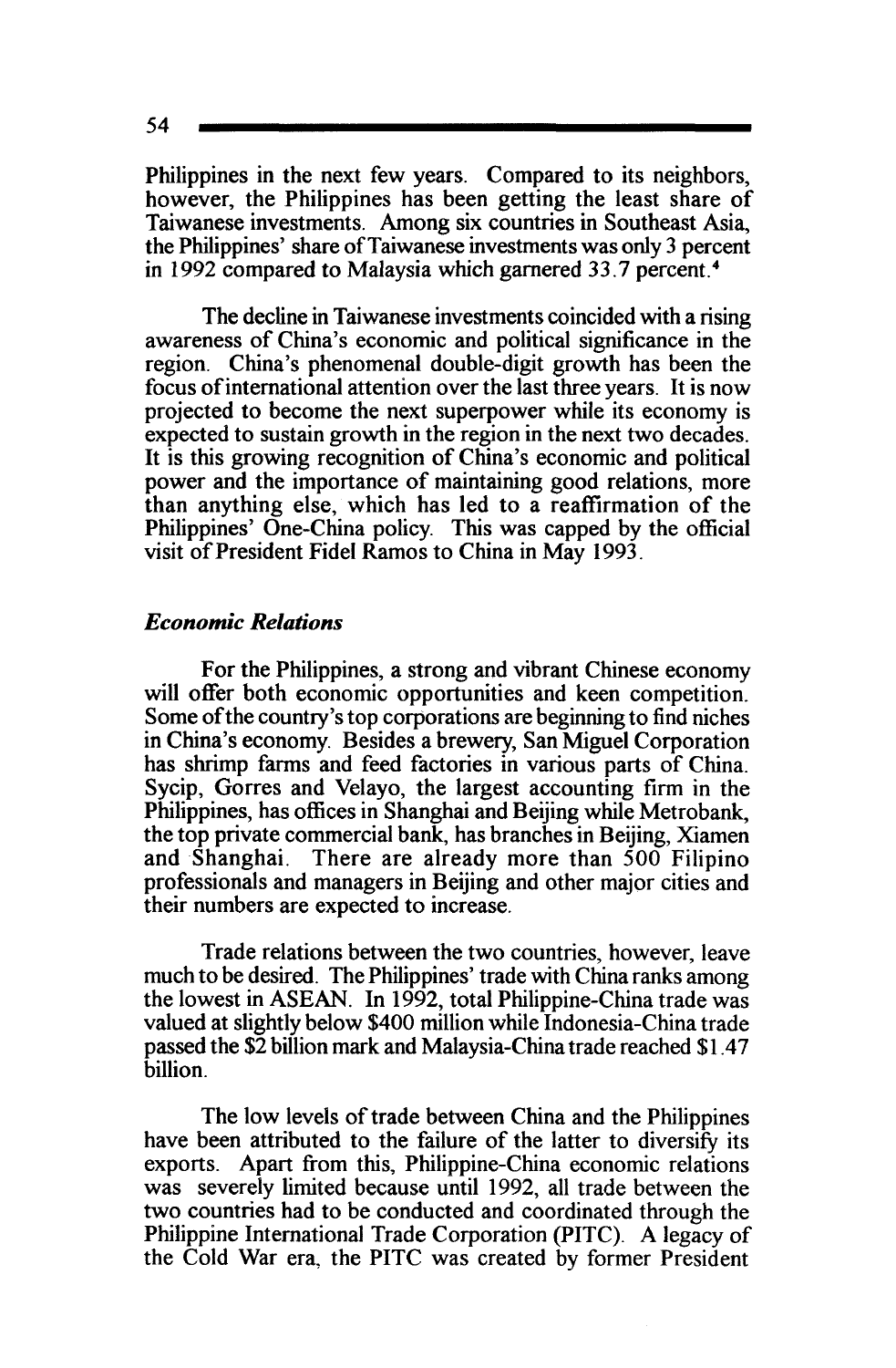Philippines in the next few years. Compared to its neighbors, however, the Philippines has been getting the least share of Taiwanese investments. Among six countries in Southeast Asia, the Philippines' share of Taiwanese investments was only 3 percent in 1992 compared to Malaysia which garnered 33.7 percent.[4]

The decline in Taiwanese investments coincided with a rising awareness of China's economic and political significance in the region. China's phenomenal double-digit growth has been the focus of international attention over the last three years. It is now projected to become the next superpower while its economy is expected to sustain growth in the region in the next two decades. It is this growing recognition of China's economic and political power and the importance of maintaining good relations, more than anything else, which has led to a reaffirmation of the Philippines' One-China policy. This was capped by the official visit of President Fidel Ramos to China in May 1993.

### *Economic Relations*

For the Philippines, a strong and vibrant Chinese economy will offer both economic opportunities and keen competition. Some of the country's top corporations are beginning to find niches in China's economy. Besides a brewery, San Miguel Corporation has shrimp farms and feed factories in various parts of China. Sycip, Gorres and Velayo, the largest accounting firm in the Philippines, has offices in Shanghai and Beijing while Metrobank, the top private commercial bank, has branches in Beijing, Xiamen and Shanghai. There are already more than 500 Filipino professionals and managers in Beijing and other major cities and their numbers are expected to increase.

Trade relations between the two countries, however, leave much to be desired. The Philippines' trade with China ranks among the lowest in ASEAN. In 1992, total Philippine-China trade was valued at slightly below $400 million while Indonesia-China trade passed the $2 billion mark and Malaysia-China trade reached $1.47 billion.

The low levels of trade between China and the Philippines have been attributed to the failure of the latter to diversify its exports. Apart from this, Philippine-China economic relations was severely limited because until 1992, all trade between the two countries had to be conducted and coordinated through the Philippine International Trade Corporation (PITC). A legacy of the Cold War era, the PITC was created by former President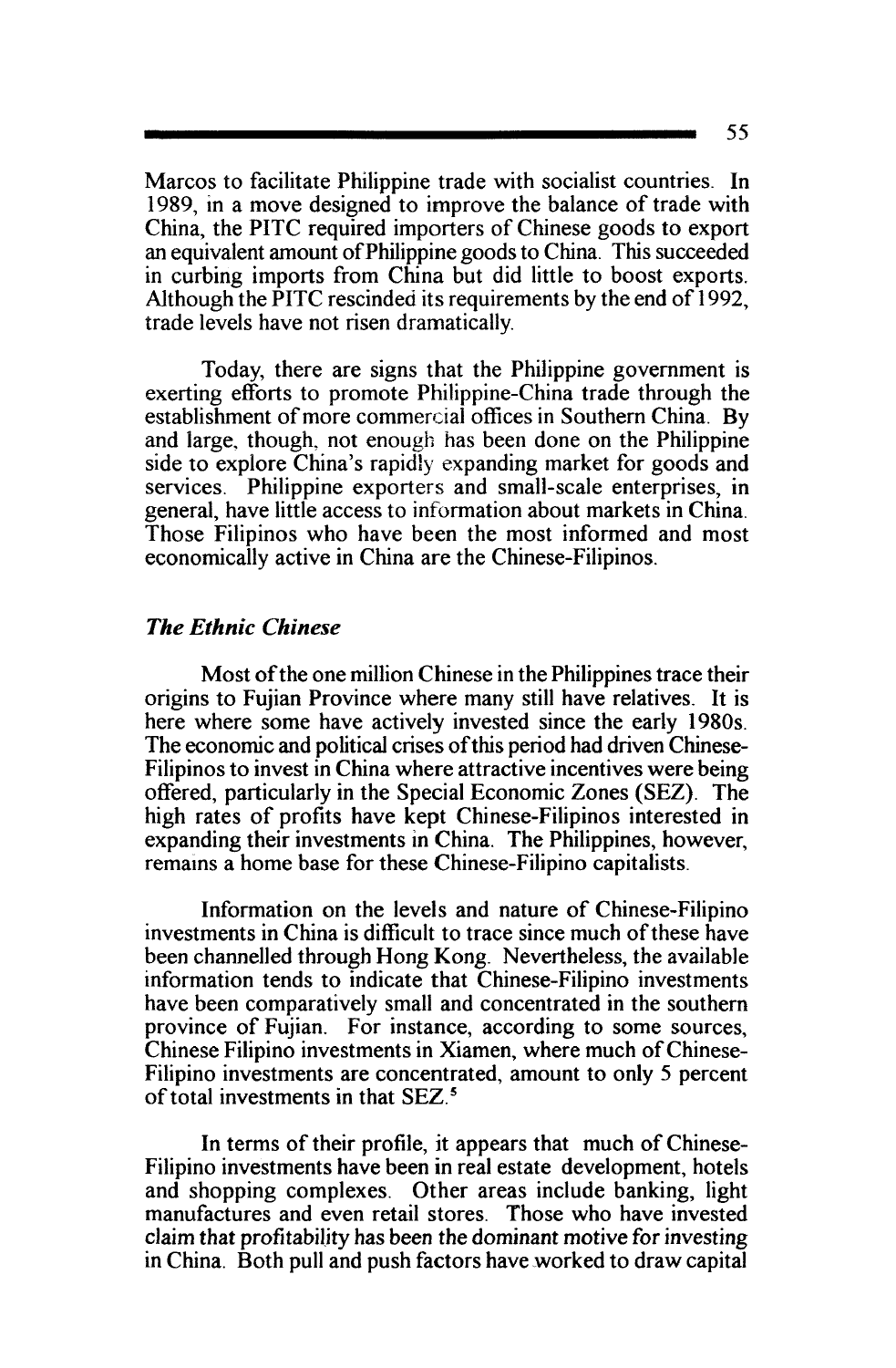Marcos to facilitate Philippine trade with socialist countries. In 1989, in a move designed to improve the balance of trade with China, the PITC required importers of Chinese goods to export an equivalent amount of Philippine goods to China. This succeeded in curbing imports from China but did little to boost exports. Although the PITC rescinded its requirements by the end of 1992, trade levels have not risen dramatically.

Today, there are signs that the Philippine government is exerting efforts to promote Philippine-China trade through the establishment of more commercial offices in Southern China. By and large, though, not enough has been done on the Philippine side to explore China's rapidly expanding market for goods and services. Philippine exporters and small-scale enterprises, in general, have little access to information about markets in China. Those Filipinos who have been the most informed and most economically active in China are the Chinese-Filipinos.

### *The Ethnic Chinese*

Most of the one million Chinese in the Philippines trace their origins to Fujian Province where many still have relatives. It is here where some have actively invested since the early 1980s. The economic and political crises of this period had driven Chinese-Filipinos to invest in China where attractive incentives were being offered, particularly in the Special Economic Zones (SEZ). The high rates of profits have kept Chinese-Filipinos interested in expanding their investments in China. The Philippines, however, remains a home base for these Chinese-Filipino capitalists.

Information on the levels and nature of Chinese-Filipino investments in China is difficult to trace since much of these have been channelled through Hong Kong. Nevertheless, the available information tends to indicate that Chinese-Filipino investments have been comparatively small and concentrated in the southern province of Fujian. For instance, according to some sources, Chinese Filipino investments in Xiamen, where much of Chinese-Filipino investments are concentrated, amount to only 5 percent of total investments in that SEZ.[5]

In terms of their profile, it appears that much of Chinese-Filipino investments have been in real estate development, hotels and shopping complexes. Other areas include banking, light manufactures and even retail stores. Those who have invested claim that profitability has been the dominant motive for investing in China. Both pull and push factors have worked to draw capital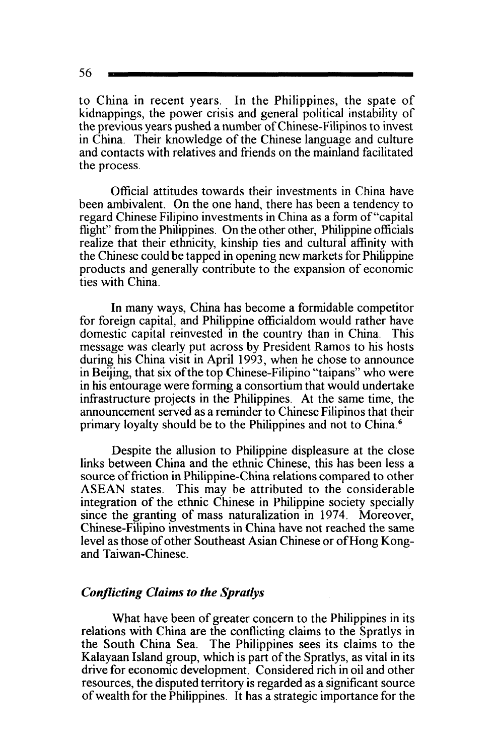to China in recent years. In the Philippines, the spate of kidnappings, the power crisis and general political instability of the previous years pushed a number of Chinese-Filipinos to invest in China. Their knowledge of the Chinese language and culture and contacts with relatives and friends on the mainland facilitated the process.

Official attitudes towards their investments in China have been ambivalent. On the one hand, there has been a tendency to regard Chinese Filipino investments in China as a form of "capital flight" from the Philippines. On the other other, Philippine officials realize that their ethnicity, kinship ties and cultural affinity with the Chinese could be tapped in opening new markets for Philippine products and generally contribute to the expansion of economic ties with China.

In many ways, China has become a formidable competitor for foreign capital, and Philippine officialdom would rather have domestic capital reinvested in the country than in China. This message was clearly put across by President Ramos to his hosts during his China visit in April 1993, when he chose to announce in Beijing, that six of the top Chinese-Filipino "taipans" who were in his entourage were forming a consortium that would undertake infrastructure projects in the Philippines. At the same time, the announcement served as a reminder to Chinese Filipinos that their primary loyalty should be to the Philippines and not to China.[6]

Despite the allusion to Philippine displeasure at the close links between China and the ethnic Chinese, this has been less a source of friction in Philippine-China relations compared to other ASEAN states. This may be attributed to the considerable integration of the ethnic Chinese in Philippine society specially since the granting of mass naturalization in 1974. Moreover, Chinese-Filipino investments in China have not reached the same level as those of other Southeast Asian Chinese or of Hong Kong- and Taiwan-Chinese.

### *Conflicting Claims to the Spratlys*

What have been of greater concern to the Philippines in its relations with China are the conflicting claims to the Spratlys in the South China Sea. The Philippines sees its claims to the Kalayaan Island group, which is part of the Spratlys, as vital in its drive for economic development. Considered rich in oil and other resources, the disputed territory is regarded as a significant source of wealth for the Philippines. It has a strategic importance for the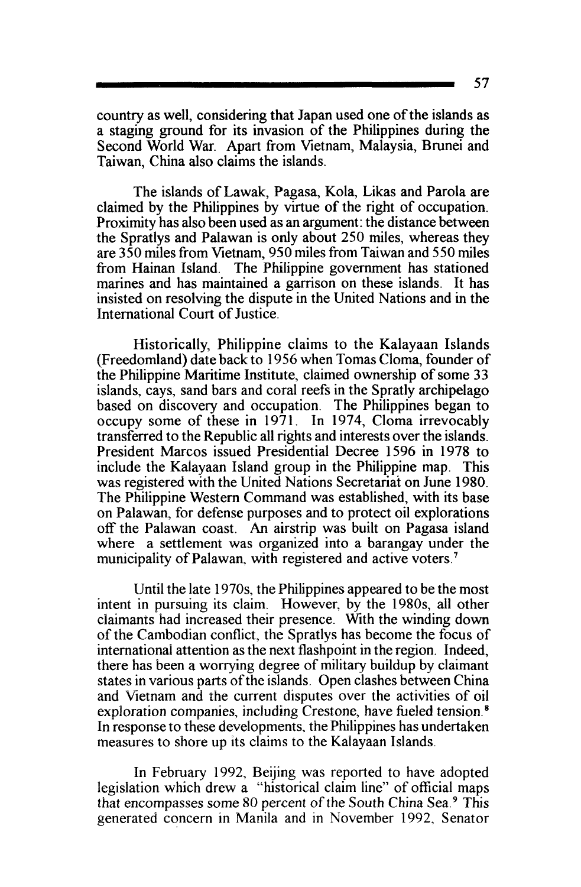country as well, considering that Japan used one of the islands as a staging ground for its invasion of the Philippines during the Second World War. Apart from Vietnam, Malaysia, Brunei and Taiwan, China also claims the islands.

The islands of Lawak, Pagasa, Kola, Likas and Parola are claimed by the Philippines by virtue of the right of occupation. Proximity has also been used as an argument: the distance between the Spratlys and Palawan is only about 250 miles, whereas they are 350 miles from Vietnam, 950 miles from Taiwan and 550 miles from Hainan Island. The Philippine government has stationed marines and has maintained a garrison on these islands. It has insisted on resolving the dispute in the United Nations and in the International Court of Justice.

Historically, Philippine claims to the Kalayaan Islands (Freedomland) date back to 1956 when Tomas Cloma, founder of the Philippine Maritime Institute, claimed ownership of some 33 islands, cays, sand bars and coral reefs in the Spratly archipelago based on discovery and occupation. The Philippines began to occupy some of these in 1971. In 1974, Cloma irrevocably transferred to the Republic all rights and interests over the islands. President Marcos issued Presidential Decree 1596 in 1978 to include the Kalayaan Island group in the Philippine map. This was registered with the United Nations Secretariat on June 1980. The Philippine Western Command was established, with its base on Palawan, for defense purposes and to protect oil explorations off the Palawan coast. An airstrip was built on Pagasa island where a settlement was organized into a barangay under the municipality of Palawan, with registered and active voters.[7]

Until the late 1970s, the Philippines appeared to be the most intent in pursuing its claim. However, by the 1980s, all other claimants had increased their presence. With the winding down of the Cambodian conflict, the Spratlys has become the focus of international attention as the next flashpoint in the region. Indeed, there has been a worrying degree of military buildup by claimant states in various parts of the islands. Open clashes between China and Vietnam and the current disputes over the activities of oil exploration companies, including Crestone, have fueled tension.[8] In response to these developments, the Philippines has undertaken measures to shore up its claims to the Kalayaan Islands.

In February 1992, Beijing was reported to have adopted legislation which drew a "historical claim line" of official maps that encompasses some 80 percent of the South China Sea.[9] This generated concern in Manila and in November 1992, Senator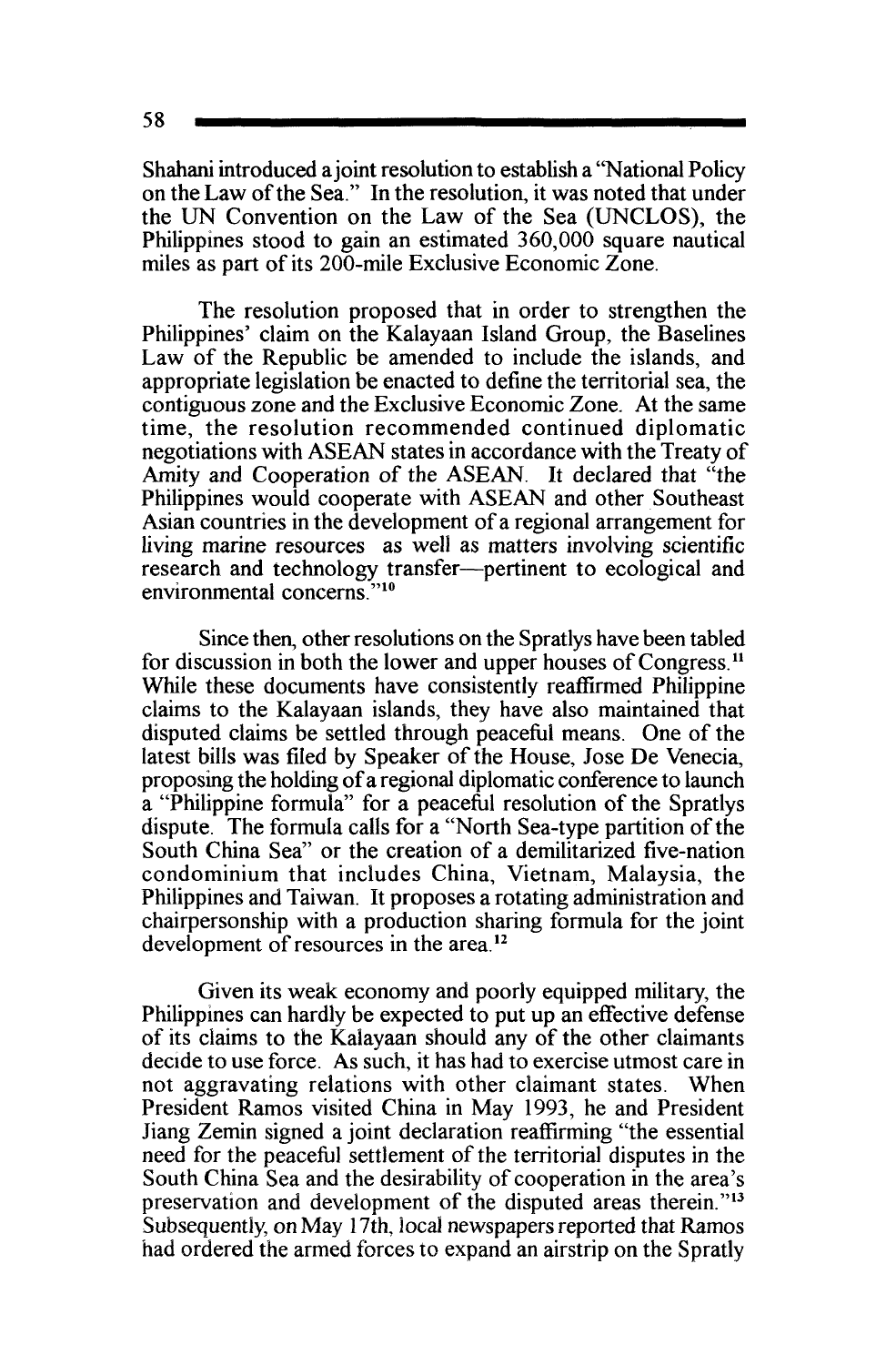Shahani introduced a joint resolution to establish a "National Policy on the Law of the Sea." In the resolution, it was noted that under the UN Convention on the Law of the Sea (UNCLOS), the Philippines stood to gain an estimated 360,000 square nautical miles as part of its 200-mile Exclusive Economic Zone.

The resolution proposed that in order to strengthen the Philippines' claim on the Kalayaan Island Group, the Baselines Law of the Republic be amended to include the islands, and appropriate legislation be enacted to define the territorial sea, the contiguous zone and the Exclusive Economic Zone. At the same time, the resolution recommended continued diplomatic negotiations with ASEAN states in accordance with the Treaty of Amity and Cooperation of the ASEAN. It declared that "the Philippines would cooperate with ASEAN and other Southeast Asian countries in the development of a regional arrangement for living marine resources as well as matters involving scientific research and technology transfer—pertinent to ecological and environmental concerns."[10]

Since then, other resolutions on the Spratlys have been tabled for discussion in both the lower and upper houses of Congress.[11] While these documents have consistently reaffirmed Philippine claims to the Kalayaan islands, they have also maintained that disputed claims be settled through peaceful means. One of the latest bills was filed by Speaker of the House, Jose De Venecia, proposing the holding of a regional diplomatic conference to launch a "Philippine formula" for a peaceful resolution of the Spratlys dispute. The formula calls for a "North Sea-type partition of the South China Sea" or the creation of a demilitarized five-nation condominium that includes China, Vietnam, Malaysia, the Philippines and Taiwan. It proposes a rotating administration and chairpersonship with a production sharing formula for the joint development of resources in the area.[12]

Given its weak economy and poorly equipped military, the Philippines can hardly be expected to put up an effective defense of its claims to the Kalayaan should any of the other claimants decide to use force. As such, it has had to exercise utmost care in not aggravating relations with other claimant states. When President Ramos visited China in May 1993, he and President Jiang Zemin signed a joint declaration reaffirming "the essential need for the peaceful settlement of the territorial disputes in the South China Sea and the desirability of cooperation in the area's preservation and development of the disputed areas therein."[13] Subsequently, on May 17th, local newspapers reported that Ramos had ordered the armed forces to expand an airstrip on the Spratly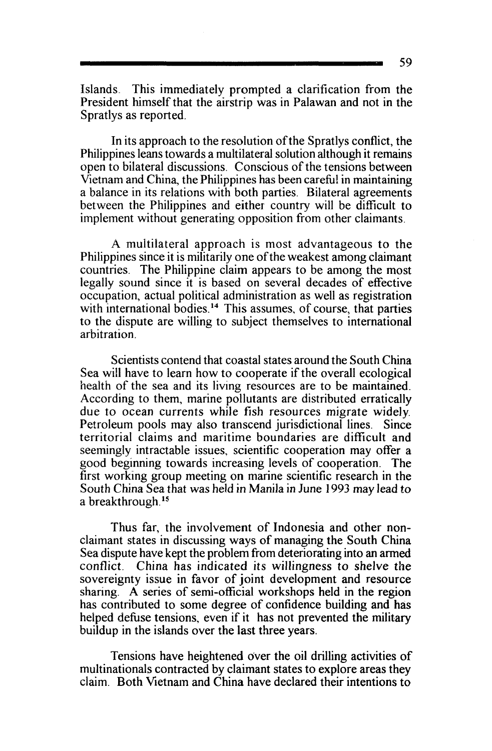Islands. This immediately prompted a clarification from the President himself that the airstrip was in Palawan and not in the Spratlys as reported.

In its approach to the resolution of the Spratlys conflict, the Philippines leans towards a multilateral solution although it remains open to bilateral discussions. Conscious of the tensions between Vietnam and China, the Philippines has been careful in maintaining a balance in its relations with both parties. Bilateral agreements between the Philippines and either country will be difficult to implement without generating opposition from other claimants.

A multilateral approach is most advantageous to the Philippines since it is militarily one of the weakest among claimant countries. The Philippine claim appears to be among the most legally sound since it is based on several decades of effective occupation, actual political administration as well as registration with international bodies.[14] This assumes, of course, that parties to the dispute are willing to subject themselves to international arbitration.

Scientists contend that coastal states around the South China Sea will have to learn how to cooperate if the overall ecological health of the sea and its living resources are to be maintained. According to them, marine pollutants are distributed erratically due to ocean currents while fish resources migrate widely. Petroleum pools may also transcend jurisdictional lines. Since territorial claims and maritime boundaries are difficult and seemingly intractable issues, scientific cooperation may offer a good beginning towards increasing levels of cooperation. The first working group meeting on marine scientific research in the South China Sea that was held in Manila in June 1993 may lead to a breakthrough.[15]

Thus far, the involvement of Indonesia and other non-claimant states in discussing ways of managing the South China Sea dispute have kept the problem from deteriorating into an armed conflict. China has indicated its willingness to shelve the sovereignty issue in favor of joint development and resource sharing. A series of semi-official workshops held in the region has contributed to some degree of confidence building and has helped defuse tensions, even if it has not prevented the military buildup in the islands over the last three years.

Tensions have heightened over the oil drilling activities of multinationals contracted by claimant states to explore areas they claim. Both Vietnam and China have declared their intentions to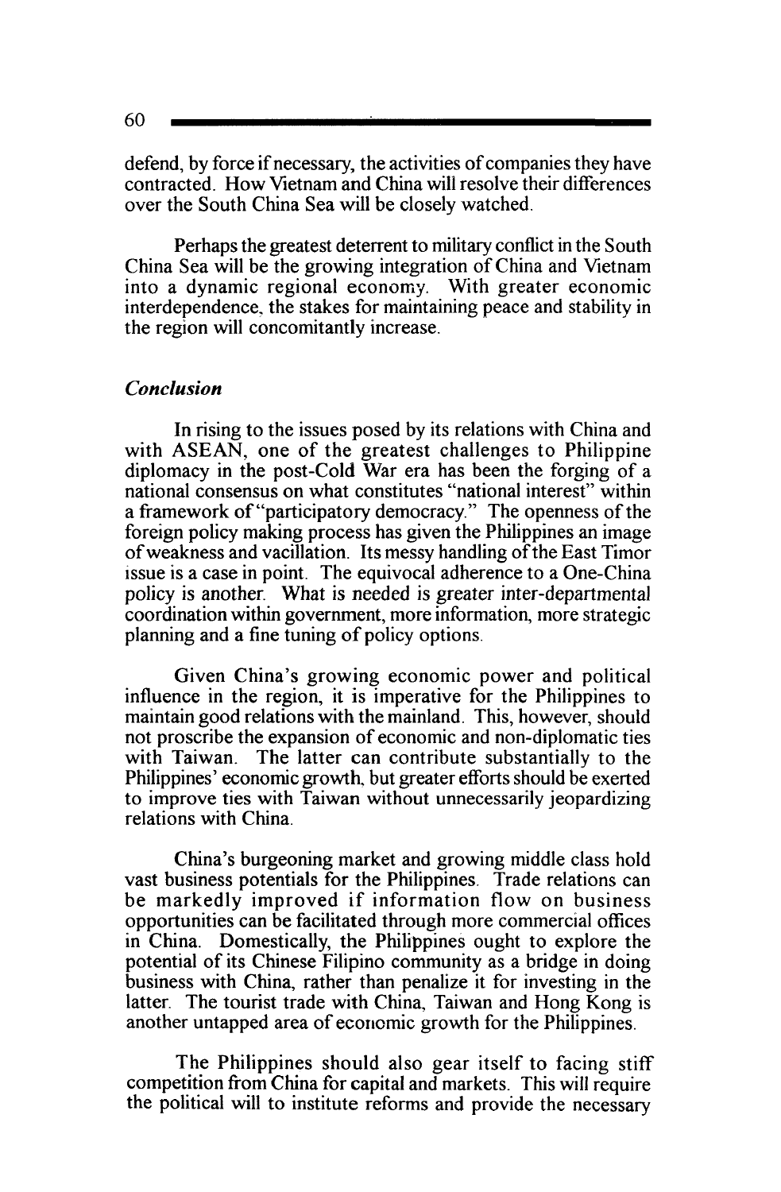defend, by force if necessary, the activities of companies they have contracted. How Vietnam and China will resolve their differences over the South China Sea will be closely watched.

Perhaps the greatest deterrent to military conflict in the South China Sea will be the growing integration of China and Vietnam into a dynamic regional economy. With greater economic interdependence, the stakes for maintaining peace and stability in the region will concomitantly increase.

### *Conclusion*

In rising to the issues posed by its relations with China and with ASEAN, one of the greatest challenges to Philippine diplomacy in the post-Cold War era has been the forging of a national consensus on what constitutes "national interest" within a framework of "participatory democracy." The openness of the foreign policy making process has given the Philippines an image of weakness and vacillation. Its messy handling of the East Timor issue is a case in point. The equivocal adherence to a One-China policy is another. What is needed is greater inter-departmental coordination within government, more information, more strategic planning and a fine tuning of policy options.

Given China's growing economic power and political influence in the region, it is imperative for the Philippines to maintain good relations with the mainland. This, however, should not proscribe the expansion of economic and non-diplomatic ties with Taiwan. The latter can contribute substantially to the Philippines' economic growth, but greater efforts should be exerted to improve ties with Taiwan without unnecessarily jeopardizing relations with China.

China's burgeoning market and growing middle class hold vast business potentials for the Philippines. Trade relations can be markedly improved if information flow on business opportunities can be facilitated through more commercial offices in China. Domestically, the Philippines ought to explore the potential of its Chinese Filipino community as a bridge in doing business with China, rather than penalize it for investing in the latter. The tourist trade with China, Taiwan and Hong Kong is another untapped area of economic growth for the Philippines.

The Philippines should also gear itself to facing stiff competition from China for capital and markets. This will require the political will to institute reforms and provide the necessary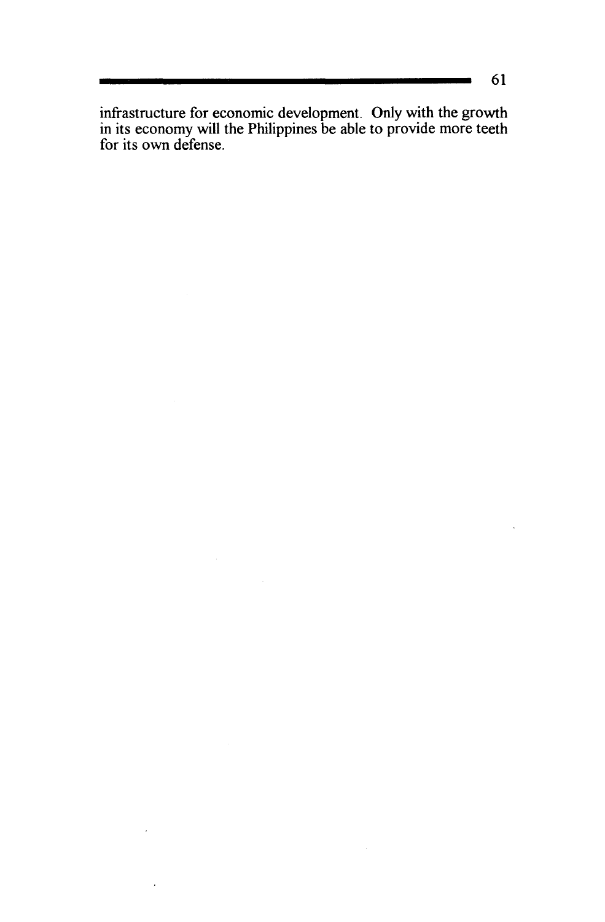infrastructure for economic development. Only with the growth in its economy will the Philippines be able to provide more teeth for its own defense.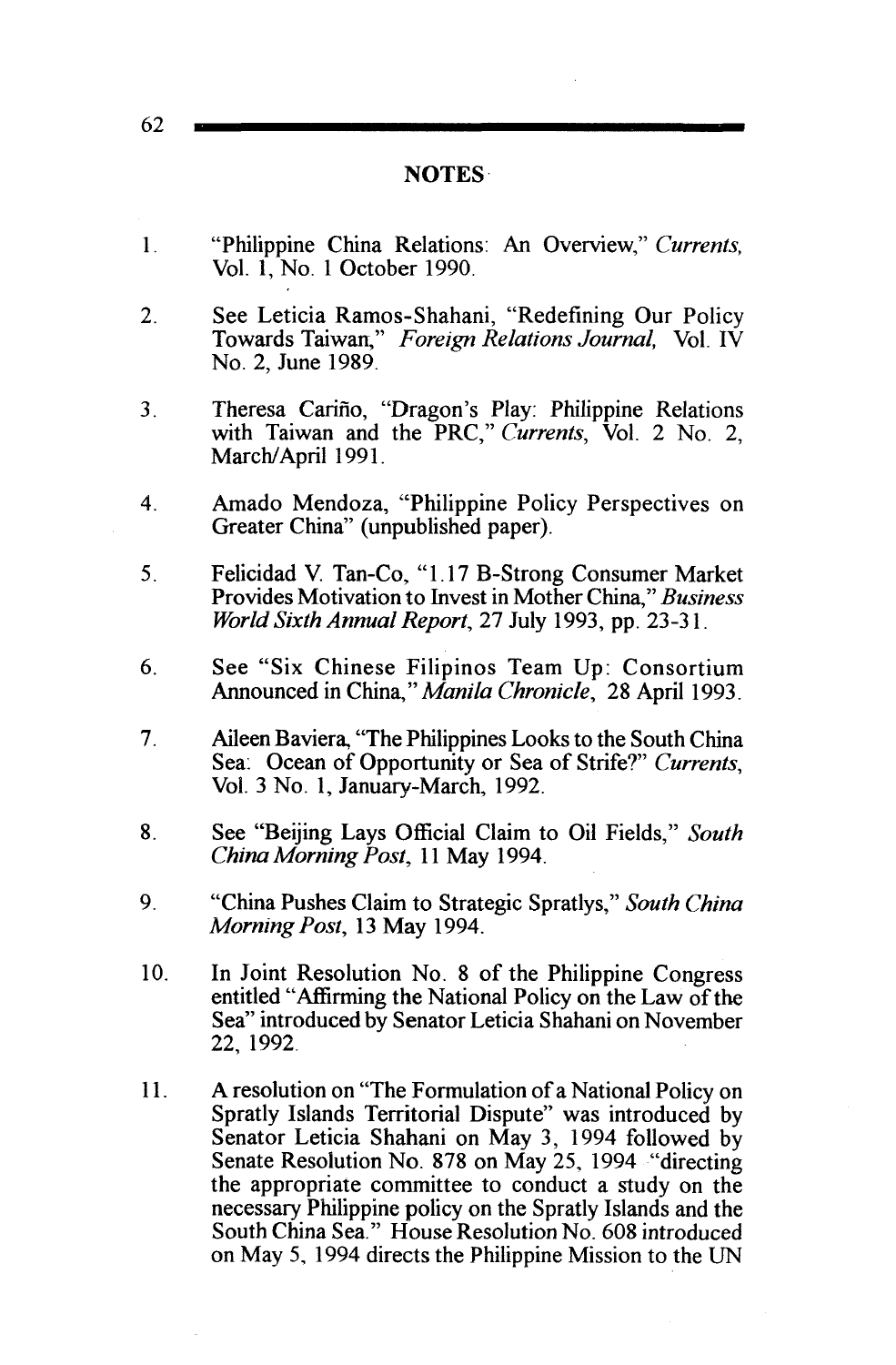## NOTES

1. "Philippine China Relations: An Overview," *Currents,* Vol. 1, No. 1 October 1990.

2. See Leticia Ramos-Shahani, "Redefining Our Policy Towards Taiwan," *Foreign Relations Journal,* Vol. IV No. 2, June 1989.

3. Theresa Cariño, "Dragon's Play: Philippine Relations with Taiwan and the PRC," *Currents,* Vol. 2 No. 2, March/April 1991.

4. Amado Mendoza, "Philippine Policy Perspectives on Greater China" (unpublished paper).

5. Felicidad V. Tan-Co, "1.17 B-Strong Consumer Market Provides Motivation to Invest in Mother China," *Business World Sixth Annual Report,* 27 July 1993, pp. 23-31.

6. See "Six Chinese Filipinos Team Up: Consortium Announced in China," *Manila Chronicle,* 28 April 1993.

7. Aileen Baviera, "The Philippines Looks to the South China Sea: Ocean of Opportunity or Sea of Strife?" *Currents,* Vol. 3 No. 1, January-March, 1992.

8. See "Beijing Lays Official Claim to Oil Fields," *South China Morning Post,* 11 May 1994.

9. "China Pushes Claim to Strategic Spratlys," *South China Morning Post,* 13 May 1994.

10. In Joint Resolution No. 8 of the Philippine Congress entitled "Affirming the National Policy on the Law of the Sea" introduced by Senator Leticia Shahani on November 22, 1992.

11. A resolution on "The Formulation of a National Policy on Spratly Islands Territorial Dispute" was introduced by Senator Leticia Shahani on May 3, 1994 followed by Senate Resolution No. 878 on May 25, 1994 "directing the appropriate committee to conduct a study on the necessary Philippine policy on the Spratly Islands and the South China Sea." House Resolution No. 608 introduced on May 5, 1994 directs the Philippine Mission to the UN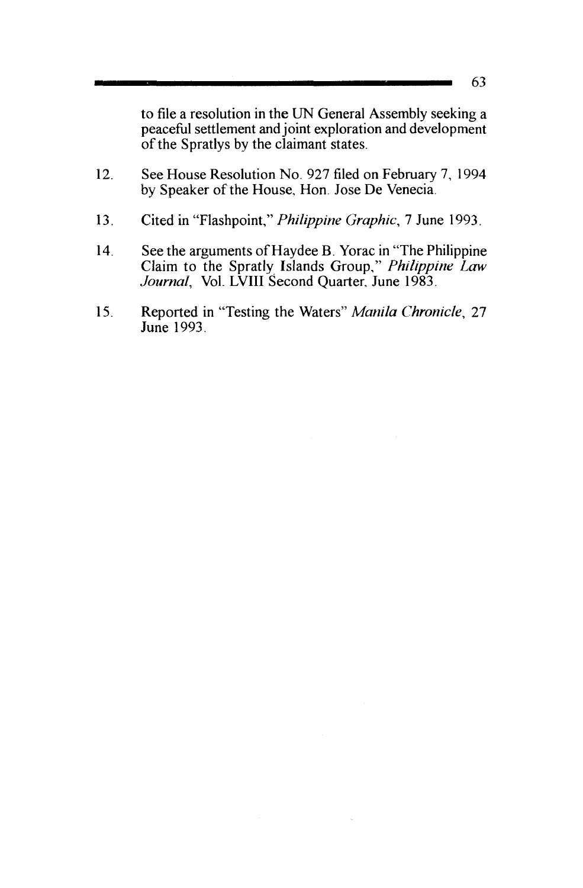to file a resolution in the UN General Assembly seeking a peaceful settlement and joint exploration and development of the Spratlys by the claimant states.

12. See House Resolution No. 927 filed on February 7, 1994 by Speaker of the House, Hon. Jose De Venecia.

13. Cited in "Flashpoint," *Philippine Graphic*, 7 June 1993.

14. See the arguments of Haydee B. Yorac in "The Philippine Claim to the Spratly Islands Group," *Philippine Law Journal*, Vol. LVIII Second Quarter, June 1983.

15. Reported in "Testing the Waters" *Manila Chronicle*, 27 June 1993.